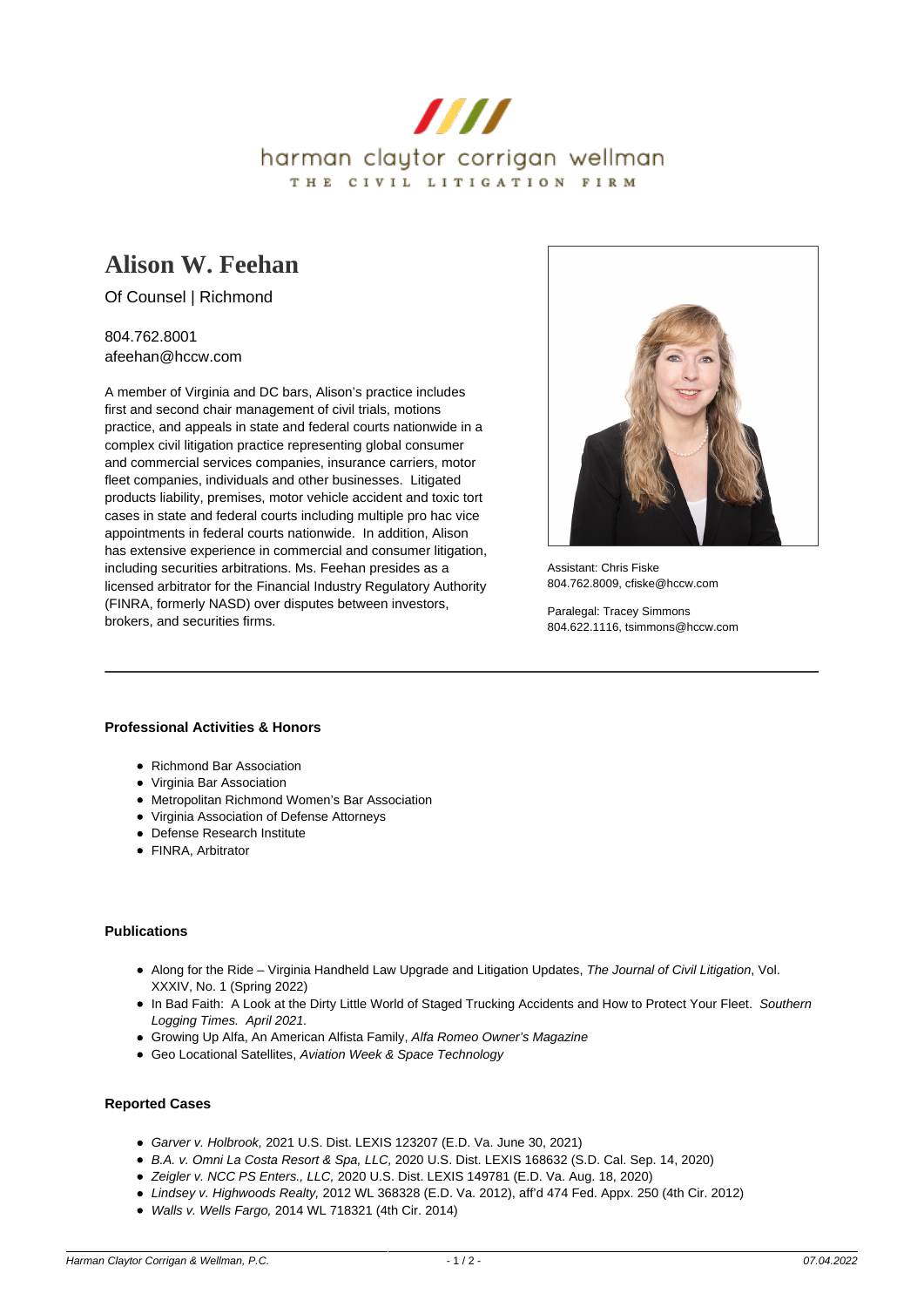harman claytor corrigan wellman

THE CIVIL LITIGATION FIRM

# Alison W. Feehan

Of Counsel | Richmond

804.762.8001
afeehan@hccw.com

A member of Virginia and DC bars, Alison's practice includes first and second chair management of civil trials, motions practice, and appeals in state and federal courts nationwide in a complex civil litigation practice representing global consumer and commercial services companies, insurance carriers, motor fleet companies, individuals and other businesses. Litigated products liability, premises, motor vehicle accident and toxic tort cases in state and federal courts including multiple pro hac vice appointments in federal courts nationwide. In addition, Alison has extensive experience in commercial and consumer litigation, including securities arbitrations. Ms. Feehan presides as a licensed arbitrator for the Financial Industry Regulatory Authority (FINRA, formerly NASD) over disputes between investors, brokers, and securities firms.

Assistant: Chris Fiske
804.762.8009, cfiske@hccw.com

Paralegal: Tracey Simmons
804.622.1116, tsimmons@hccw.com

---

### Professional Activities & Honors

- Richmond Bar Association
- Virginia Bar Association
- Metropolitan Richmond Women's Bar Association
- Virginia Association of Defense Attorneys
- Defense Research Institute
- FINRA, Arbitrator

### Publications

- Along for the Ride – Virginia Handheld Law Upgrade and Litigation Updates, *The Journal of Civil Litigation*, Vol. XXXIV, No. 1 (Spring 2022)
- In Bad Faith: A Look at the Dirty Little World of Staged Trucking Accidents and How to Protect Your Fleet. *Southern Logging Times. April 2021.*
- Growing Up Alfa, An American Alfista Family, *Alfa Romeo Owner's Magazine*
- Geo Locational Satellites, *Aviation Week & Space Technology*

### Reported Cases

- *Garver v. Holbrook,* 2021 U.S. Dist. LEXIS 123207 (E.D. Va. June 30, 2021)
- *B.A. v. Omni La Costa Resort & Spa, LLC,* 2020 U.S. Dist. LEXIS 168632 (S.D. Cal. Sep. 14, 2020)
- *Zeigler v. NCC PS Enters., LLC,* 2020 U.S. Dist. LEXIS 149781 (E.D. Va. Aug. 18, 2020)
- *Lindsey v. Highwoods Realty,* 2012 WL 368328 (E.D. Va. 2012), aff'd 474 Fed. Appx. 250 (4th Cir. 2012)
- *Walls v. Wells Fargo,* 2014 WL 718321 (4th Cir. 2014)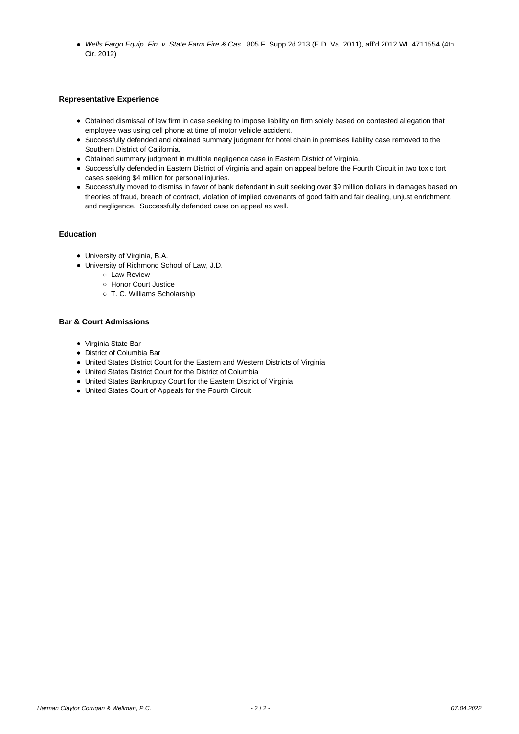- *Wells Fargo Equip. Fin. v. State Farm Fire & Cas.*, 805 F. Supp.2d 213 (E.D. Va. 2011), aff'd 2012 WL 4711554 (4th Cir. 2012)

**Representative Experience**

- Obtained dismissal of law firm in case seeking to impose liability on firm solely based on contested allegation that employee was using cell phone at time of motor vehicle accident.
- Successfully defended and obtained summary judgment for hotel chain in premises liability case removed to the Southern District of California.
- Obtained summary judgment in multiple negligence case in Eastern District of Virginia.
- Successfully defended in Eastern District of Virginia and again on appeal before the Fourth Circuit in two toxic tort cases seeking $4 million for personal injuries.
- Successfully moved to dismiss in favor of bank defendant in suit seeking over $9 million dollars in damages based on theories of fraud, breach of contract, violation of implied covenants of good faith and fair dealing, unjust enrichment, and negligence. Successfully defended case on appeal as well.

**Education**

- University of Virginia, B.A.
- University of Richmond School of Law, J.D.
  - Law Review
  - Honor Court Justice
  - T. C. Williams Scholarship

**Bar & Court Admissions**

- Virginia State Bar
- District of Columbia Bar
- United States District Court for the Eastern and Western Districts of Virginia
- United States District Court for the District of Columbia
- United States Bankruptcy Court for the Eastern District of Virginia
- United States Court of Appeals for the Fourth Circuit